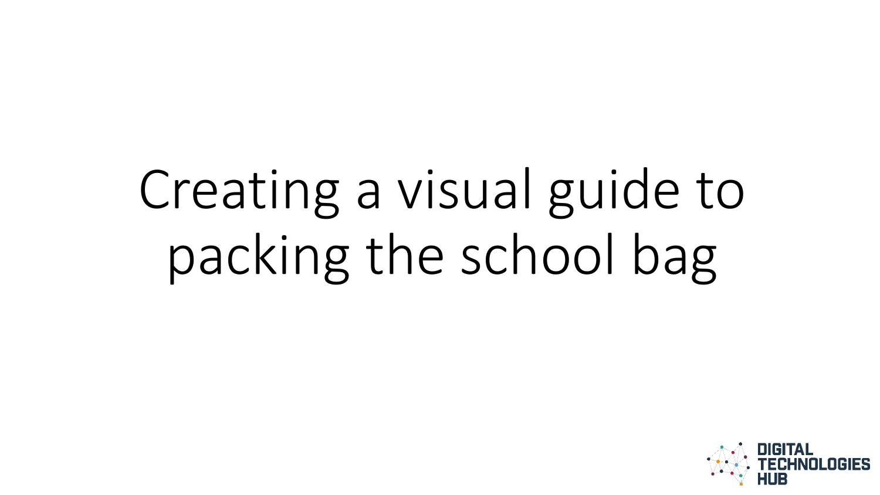# Creating a visual guide to packing the school bag

DIGITAL TECHNOLOGIES HUB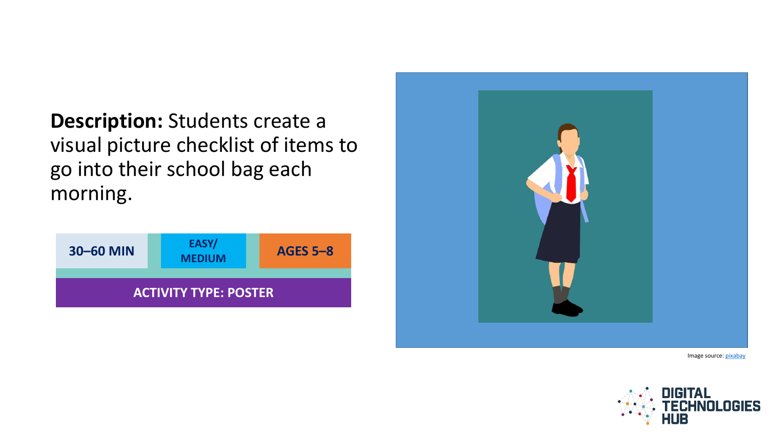**Description:** Students create a visual picture checklist of items to go into their school bag each morning.

| 30–60 MIN | EASY/ MEDIUM | AGES 5–8 |
| --- | --- | --- |
| ACTIVITY TYPE: POSTER | | |

Image source: pixabay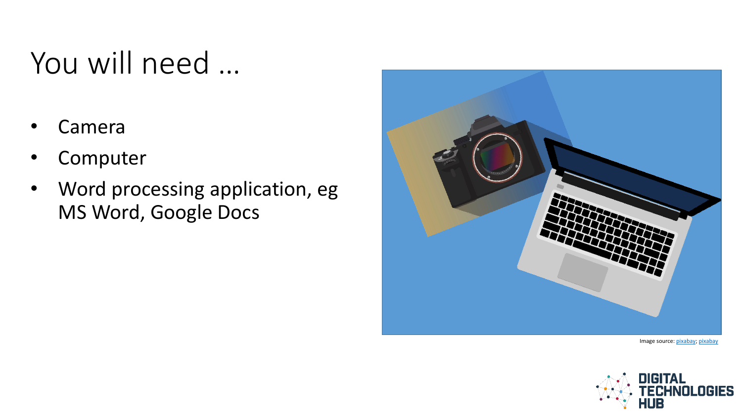# You will need …

- Camera
- Computer
- Word processing application, eg MS Word, Google Docs

Image source: pixabay; pixabay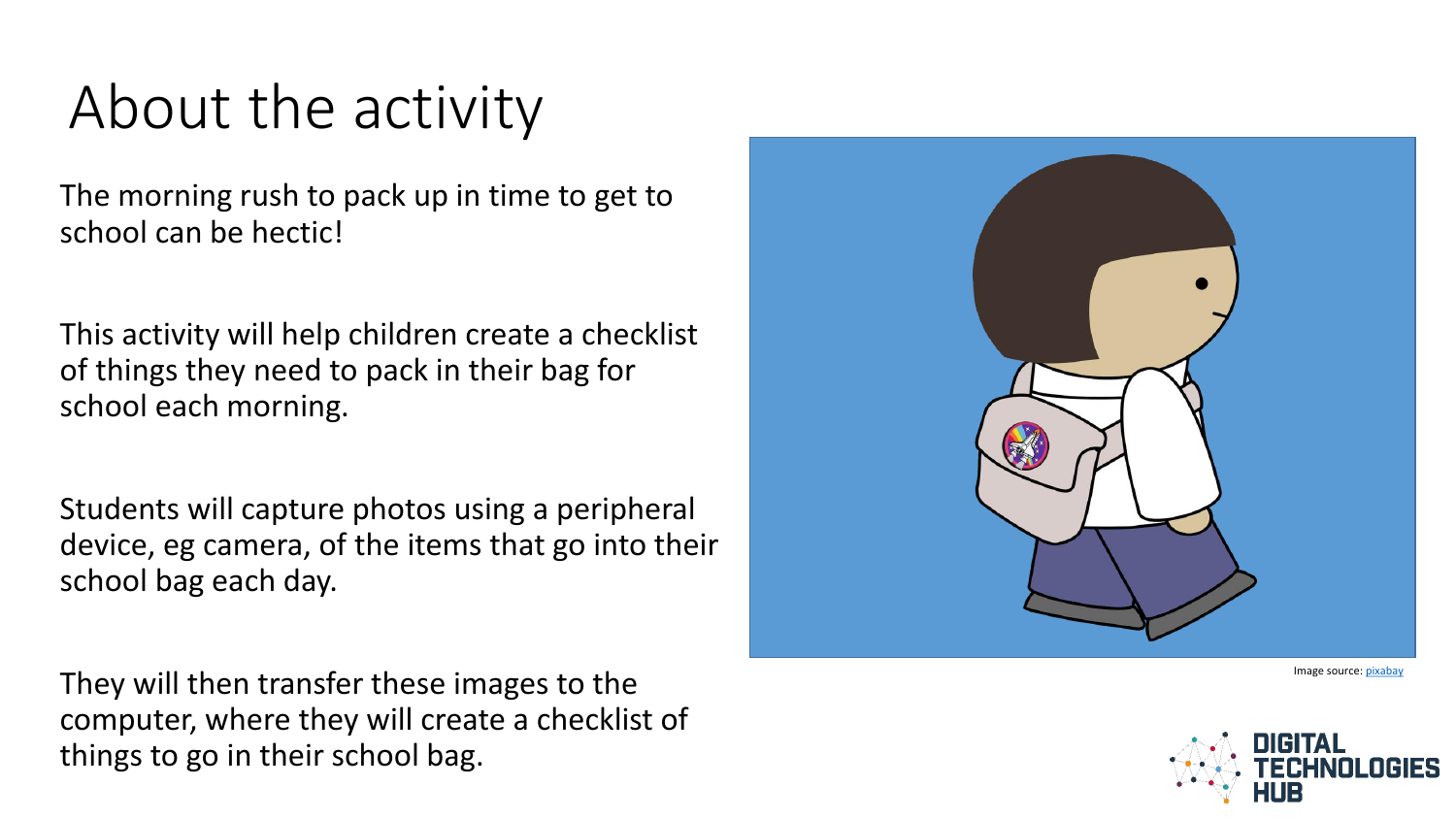# About the activity

The morning rush to pack up in time to get to school can be hectic!

This activity will help children create a checklist of things they need to pack in their bag for school each morning.

Students will capture photos using a peripheral device, eg camera, of the items that go into their school bag each day.

They will then transfer these images to the computer, where they will create a checklist of things to go in their school bag.

Image source: pixabay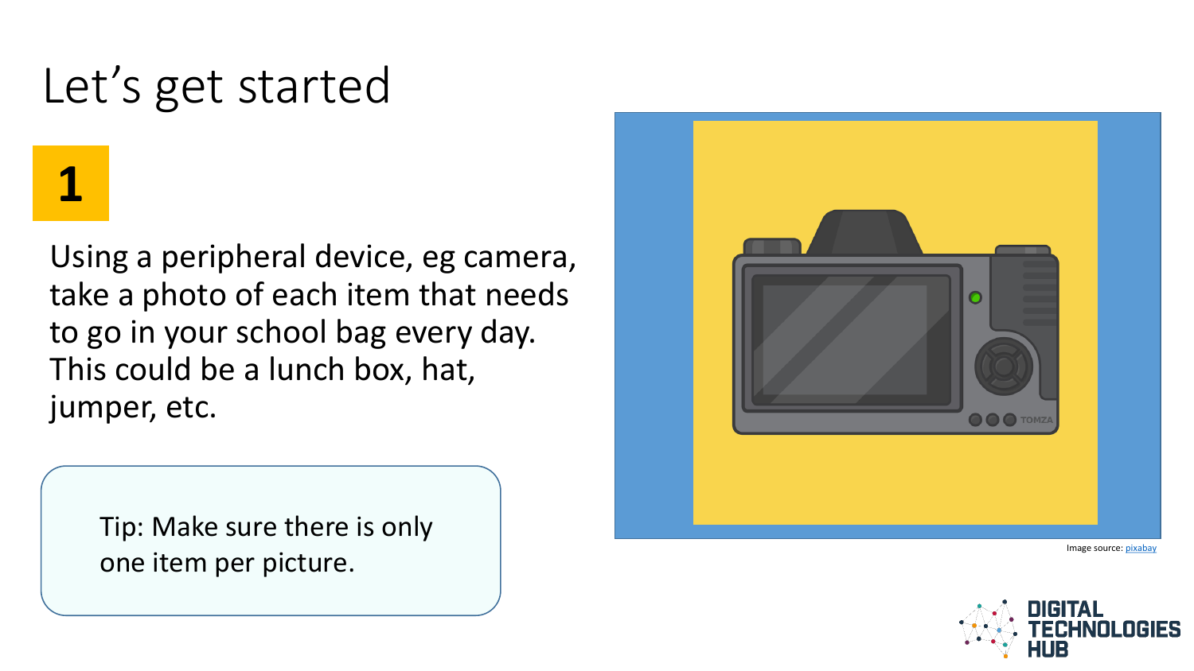# Let’s get started

**1**

Using a peripheral device, eg camera, take a photo of each item that needs to go in your school bag every day. This could be a lunch box, hat, jumper, etc.

Tip: Make sure there is only one item per picture.

Image source: pixabay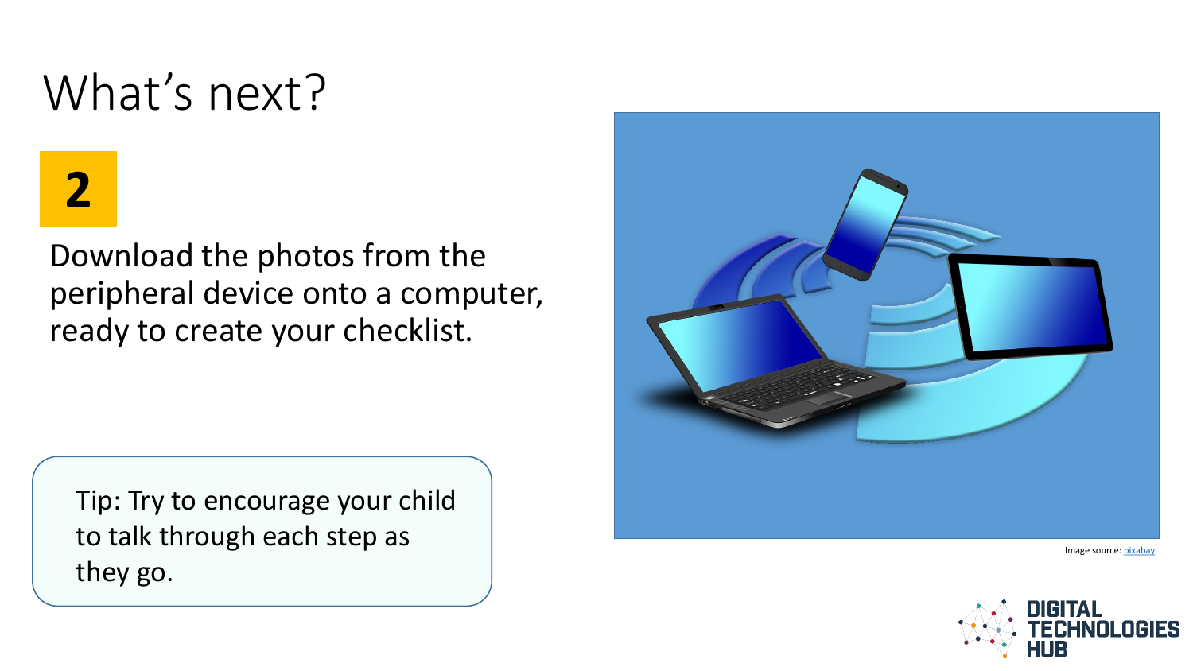# What's next?

**2**

Download the photos from the peripheral device onto a computer, ready to create your checklist.

Tip: Try to encourage your child to talk through each step as they go.

Image source: pixabay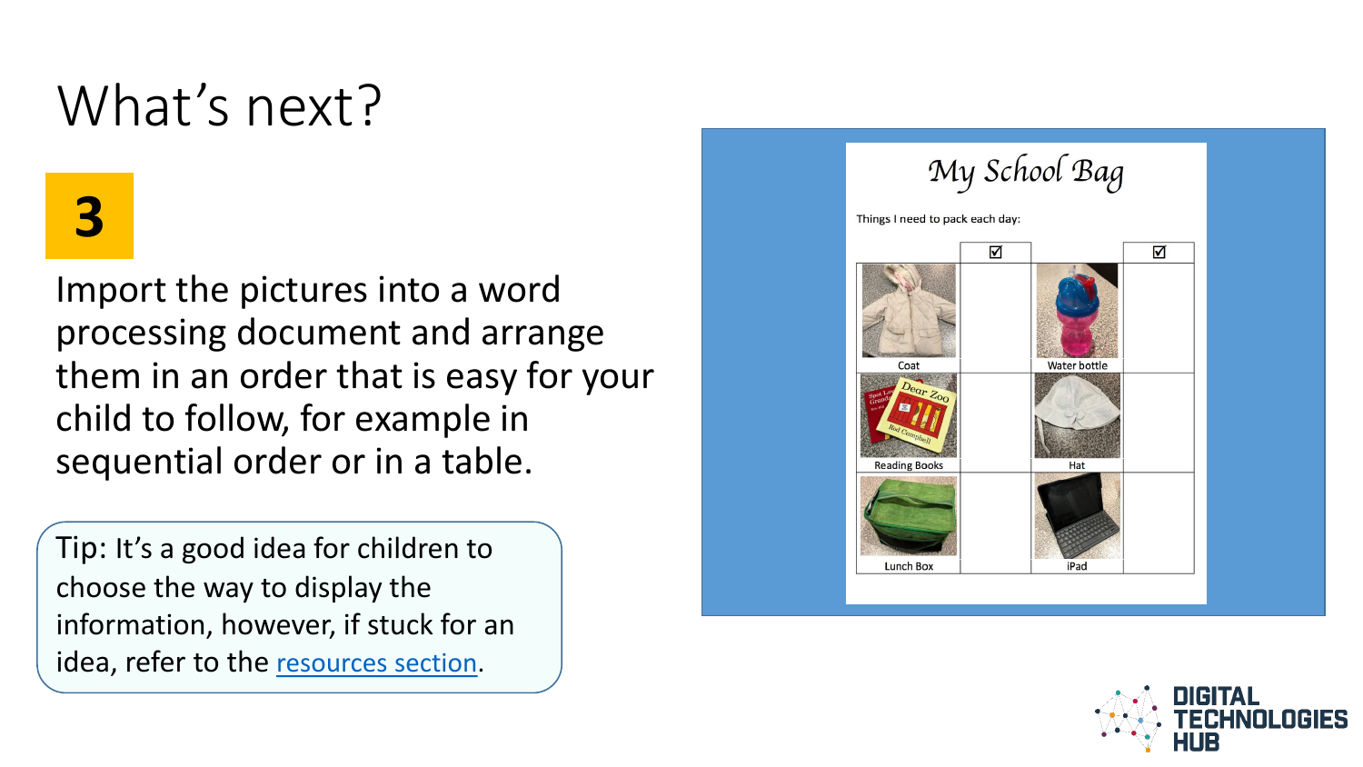# What's next?

**3**

Import the pictures into a word processing document and arrange them in an order that is easy for your child to follow, for example in sequential order or in a table.

Tip: It's a good idea for children to choose the way to display the information, however, if stuck for an idea, refer to the resources section.

My School Bag

Things I need to pack each day:

| | ☑ | | ☑ |
|---|---|---|---|
| Coat | | Water bottle | |
| Reading Books | | Hat | |
| Lunch Box | | iPad | |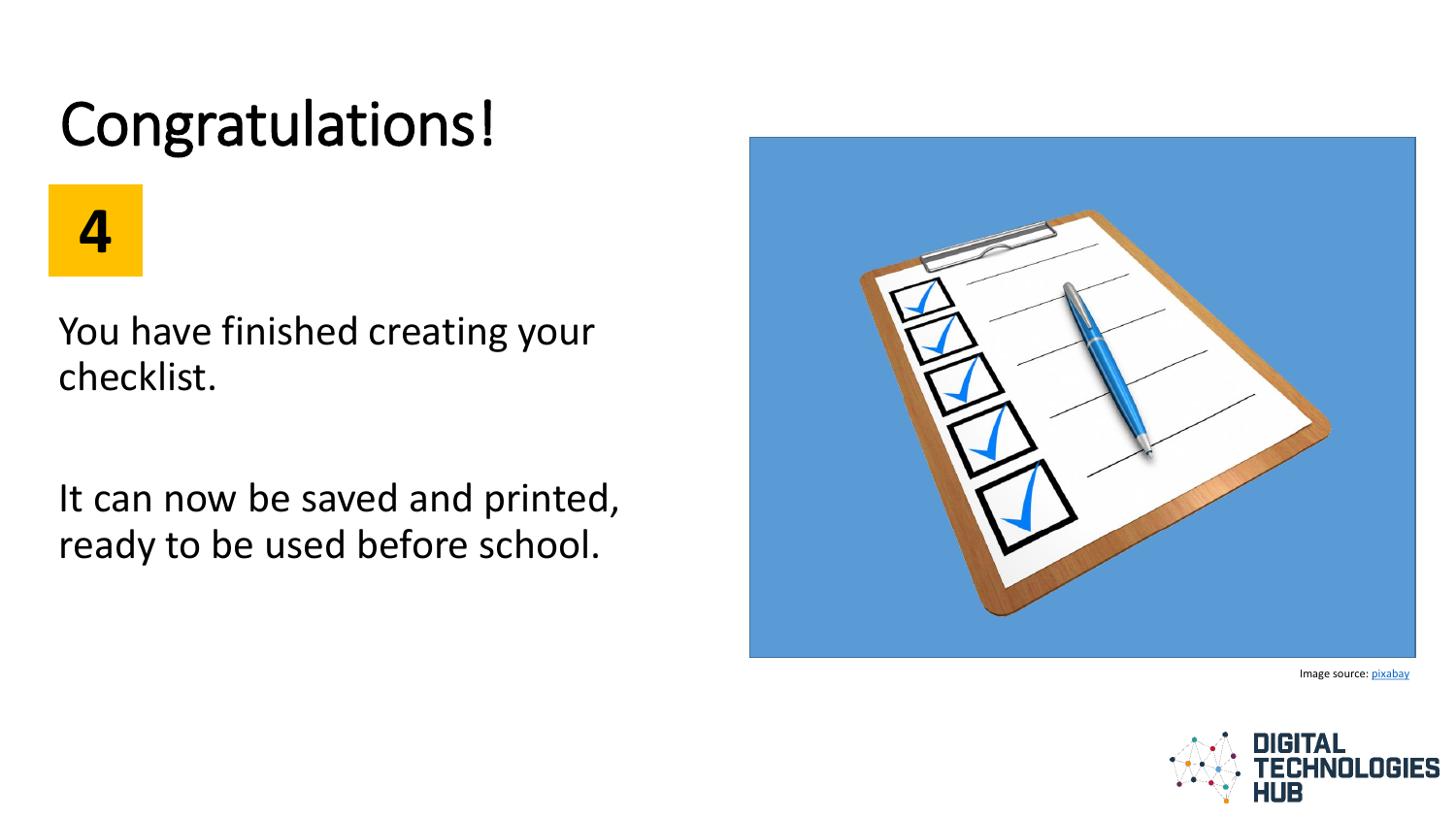# Congratulations!

**4**

You have finished creating your checklist.

It can now be saved and printed, ready to be used before school.

Image source: pixabay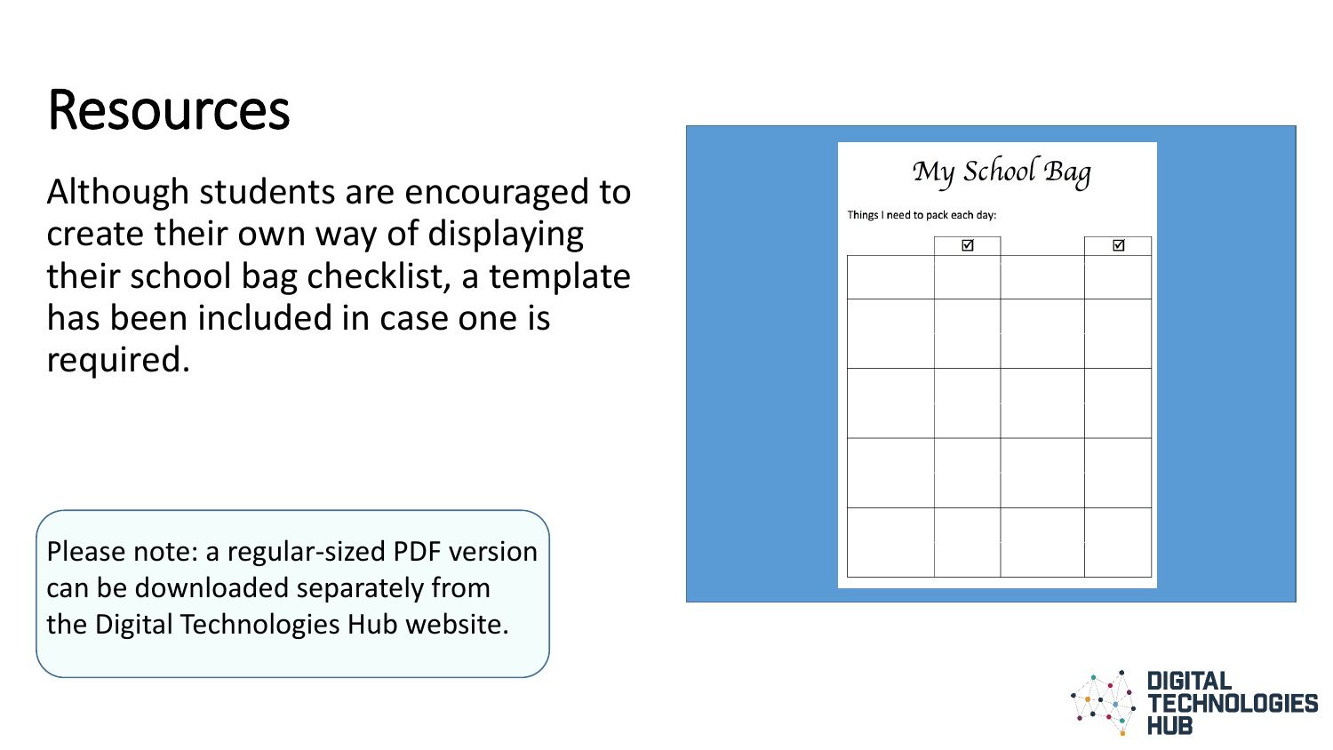# Resources

Although students are encouraged to create their own way of displaying their school bag checklist, a template has been included in case one is required.

Please note: a regular-sized PDF version can be downloaded separately from the Digital Technologies Hub website.

*My School Bag*

Things I need to pack each day:

| | ☑ | | ☑ |
|---|---|---|---|
| | | | |
| | | | |
| | | | |
| | | | |
| | | | |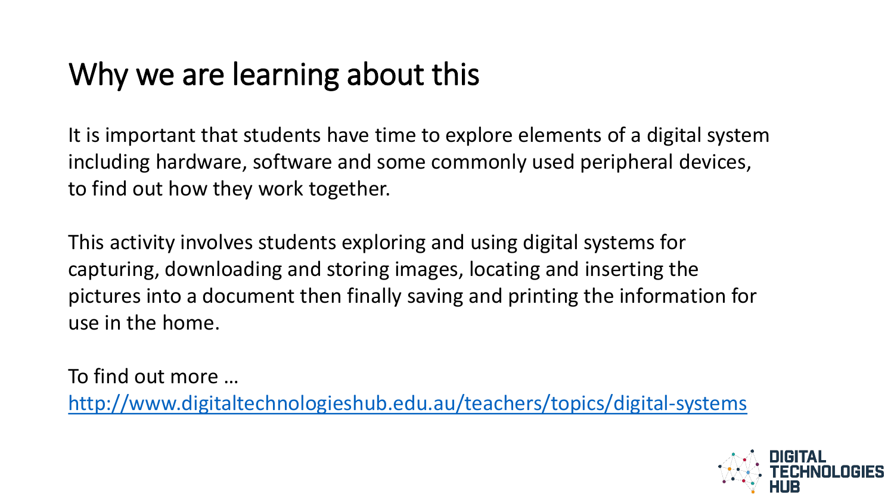# Why we are learning about this

It is important that students have time to explore elements of a digital system including hardware, software and some commonly used peripheral devices, to find out how they work together.

This activity involves students exploring and using digital systems for capturing, downloading and storing images, locating and inserting the pictures into a document then finally saving and printing the information for use in the home.

To find out more …
[http://www.digitaltechnologieshub.edu.au/teachers/topics/digital-systems](http://www.digitaltechnologieshub.edu.au/teachers/topics/digital-systems)

DIGITAL TECHNOLOGIES HUB